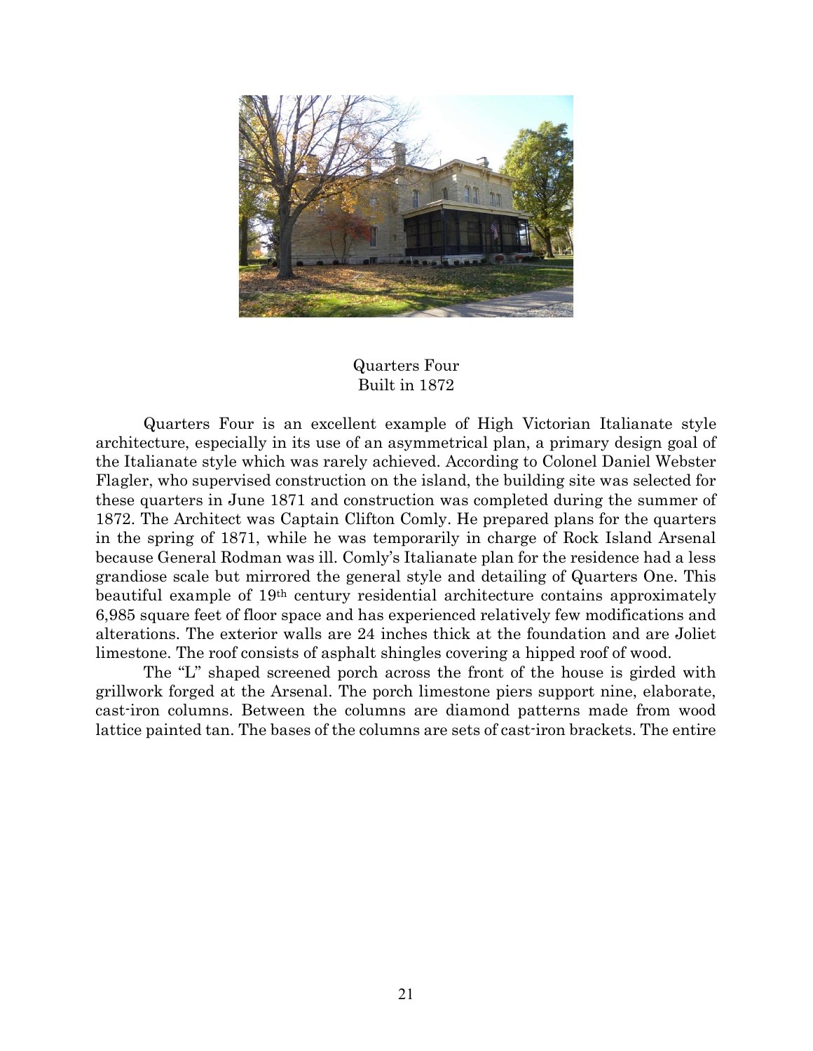Quarters Four
Built in 1872

Quarters Four is an excellent example of High Victorian Italianate style architecture, especially in its use of an asymmetrical plan, a primary design goal of the Italianate style which was rarely achieved. According to Colonel Daniel Webster Flagler, who supervised construction on the island, the building site was selected for these quarters in June 1871 and construction was completed during the summer of 1872. The Architect was Captain Clifton Comly. He prepared plans for the quarters in the spring of 1871, while he was temporarily in charge of Rock Island Arsenal because General Rodman was ill. Comly's Italianate plan for the residence had a less grandiose scale but mirrored the general style and detailing of Quarters One. This beautiful example of 19th century residential architecture contains approximately 6,985 square feet of floor space and has experienced relatively few modifications and alterations. The exterior walls are 24 inches thick at the foundation and are Joliet limestone. The roof consists of asphalt shingles covering a hipped roof of wood.

The "L" shaped screened porch across the front of the house is girded with grillwork forged at the Arsenal. The porch limestone piers support nine, elaborate, cast-iron columns. Between the columns are diamond patterns made from wood lattice painted tan. The bases of the columns are sets of cast-iron brackets. The entire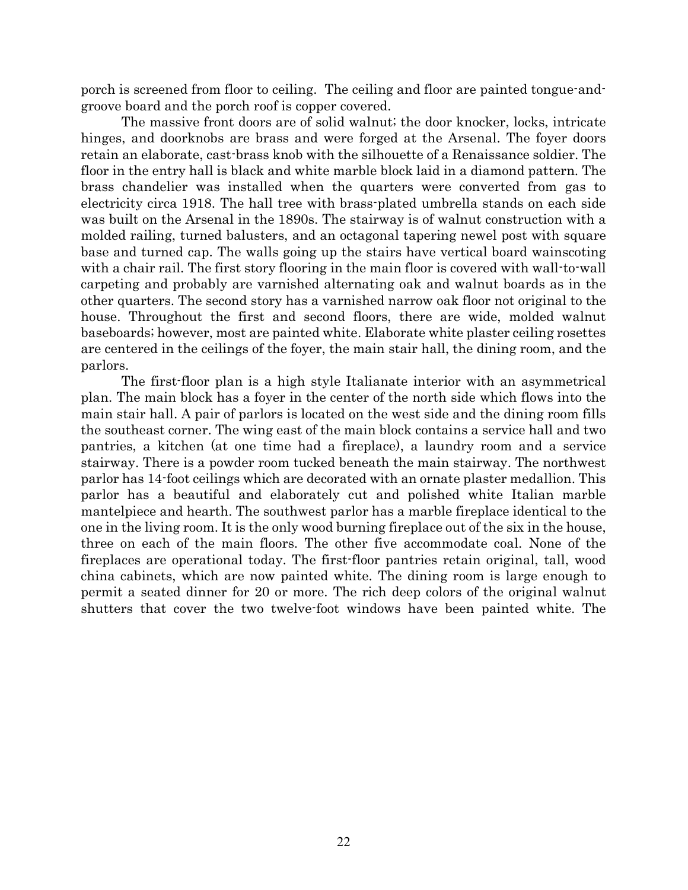porch is screened from floor to ceiling. The ceiling and floor are painted tongue-and-groove board and the porch roof is copper covered.

The massive front doors are of solid walnut; the door knocker, locks, intricate hinges, and doorknobs are brass and were forged at the Arsenal. The foyer doors retain an elaborate, cast-brass knob with the silhouette of a Renaissance soldier. The floor in the entry hall is black and white marble block laid in a diamond pattern. The brass chandelier was installed when the quarters were converted from gas to electricity circa 1918. The hall tree with brass-plated umbrella stands on each side was built on the Arsenal in the 1890s. The stairway is of walnut construction with a molded railing, turned balusters, and an octagonal tapering newel post with square base and turned cap. The walls going up the stairs have vertical board wainscoting with a chair rail. The first story flooring in the main floor is covered with wall-to-wall carpeting and probably are varnished alternating oak and walnut boards as in the other quarters. The second story has a varnished narrow oak floor not original to the house. Throughout the first and second floors, there are wide, molded walnut baseboards; however, most are painted white. Elaborate white plaster ceiling rosettes are centered in the ceilings of the foyer, the main stair hall, the dining room, and the parlors.

The first-floor plan is a high style Italianate interior with an asymmetrical plan. The main block has a foyer in the center of the north side which flows into the main stair hall. A pair of parlors is located on the west side and the dining room fills the southeast corner. The wing east of the main block contains a service hall and two pantries, a kitchen (at one time had a fireplace), a laundry room and a service stairway. There is a powder room tucked beneath the main stairway. The northwest parlor has 14-foot ceilings which are decorated with an ornate plaster medallion. This parlor has a beautiful and elaborately cut and polished white Italian marble mantelpiece and hearth. The southwest parlor has a marble fireplace identical to the one in the living room. It is the only wood burning fireplace out of the six in the house, three on each of the main floors. The other five accommodate coal. None of the fireplaces are operational today. The first-floor pantries retain original, tall, wood china cabinets, which are now painted white. The dining room is large enough to permit a seated dinner for 20 or more. The rich deep colors of the original walnut shutters that cover the two twelve-foot windows have been painted white. The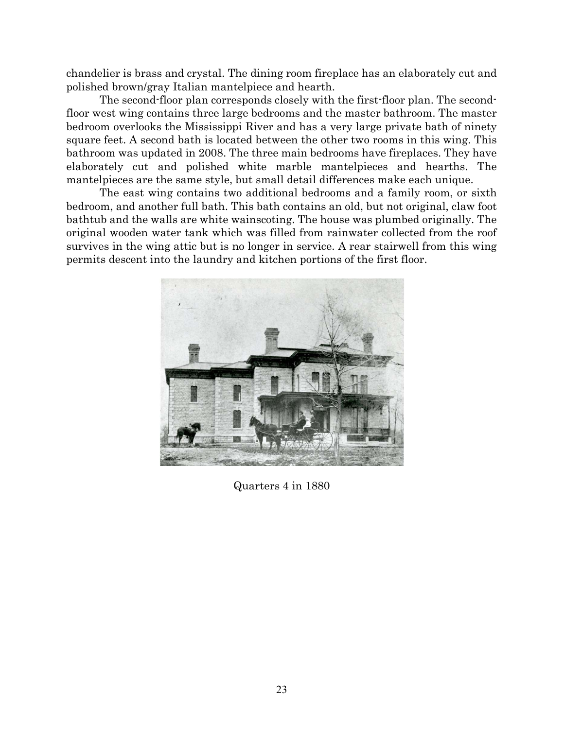chandelier is brass and crystal. The dining room fireplace has an elaborately cut and polished brown/gray Italian mantelpiece and hearth.

The second-floor plan corresponds closely with the first-floor plan. The second-floor west wing contains three large bedrooms and the master bathroom. The master bedroom overlooks the Mississippi River and has a very large private bath of ninety square feet. A second bath is located between the other two rooms in this wing. This bathroom was updated in 2008. The three main bedrooms have fireplaces. They have elaborately cut and polished white marble mantelpieces and hearths. The mantelpieces are the same style, but small detail differences make each unique.

The east wing contains two additional bedrooms and a family room, or sixth bedroom, and another full bath. This bath contains an old, but not original, claw foot bathtub and the walls are white wainscoting. The house was plumbed originally. The original wooden water tank which was filled from rainwater collected from the roof survives in the wing attic but is no longer in service. A rear stairwell from this wing permits descent into the laundry and kitchen portions of the first floor.

Quarters 4 in 1880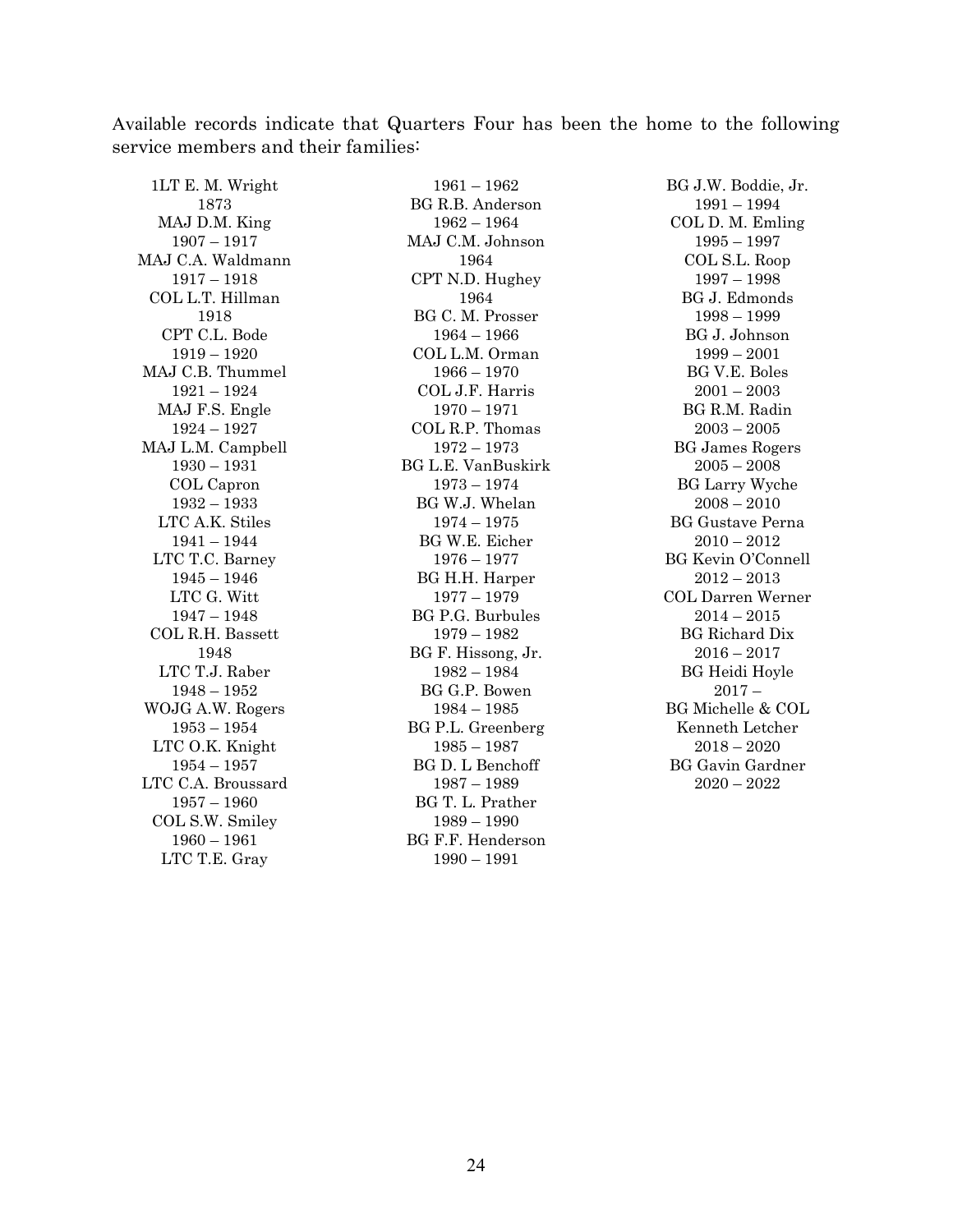Available records indicate that Quarters Four has been the home to the following service members and their families:

1LT E. M. Wright
1873
MAJ D.M. King
1907 – 1917
MAJ C.A. Waldmann
1917 – 1918
COL L.T. Hillman
1918
CPT C.L. Bode
1919 – 1920
MAJ C.B. Thummel
1921 – 1924
MAJ F.S. Engle
1924 – 1927
MAJ L.M. Campbell
1930 – 1931
COL Capron
1932 – 1933
LTC A.K. Stiles
1941 – 1944
LTC T.C. Barney
1945 – 1946
LTC G. Witt
1947 – 1948
COL R.H. Bassett
1948
LTC T.J. Raber
1948 – 1952
WOJG A.W. Rogers
1953 – 1954
LTC O.K. Knight
1954 – 1957
LTC C.A. Broussard
1957 – 1960
COL S.W. Smiley
1960 – 1961
LTC T.E. Gray
1961 – 1962
BG R.B. Anderson
1962 – 1964
MAJ C.M. Johnson
1964
CPT N.D. Hughey
1964
BG C. M. Prosser
1964 – 1966
COL L.M. Orman
1966 – 1970
COL J.F. Harris
1970 – 1971
COL R.P. Thomas
1972 – 1973
BG L.E. VanBuskirk
1973 – 1974
BG W.J. Whelan
1974 – 1975
BG W.E. Eicher
1976 – 1977
BG H.H. Harper
1977 – 1979
BG P.G. Burbules
1979 – 1982
BG F. Hissong, Jr.
1982 – 1984
BG G.P. Bowen
1984 – 1985
BG P.L. Greenberg
1985 – 1987
BG D. L Benchoff
1987 – 1989
BG T. L. Prather
1989 – 1990
BG F.F. Henderson
1990 – 1991
BG J.W. Boddie, Jr.
1991 – 1994
COL D. M. Emling
1995 – 1997
COL S.L. Roop
1997 – 1998
BG J. Edmonds
1998 – 1999
BG J. Johnson
1999 – 2001
BG V.E. Boles
2001 – 2003
BG R.M. Radin
2003 – 2005
BG James Rogers
2005 – 2008
BG Larry Wyche
2008 – 2010
BG Gustave Perna
2010 – 2012
BG Kevin O'Connell
2012 – 2013
COL Darren Werner
2014 – 2015
BG Richard Dix
2016 – 2017
BG Heidi Hoyle
2017 –
BG Michelle & COL Kenneth Letcher
2018 – 2020
BG Gavin Gardner
2020 – 2022